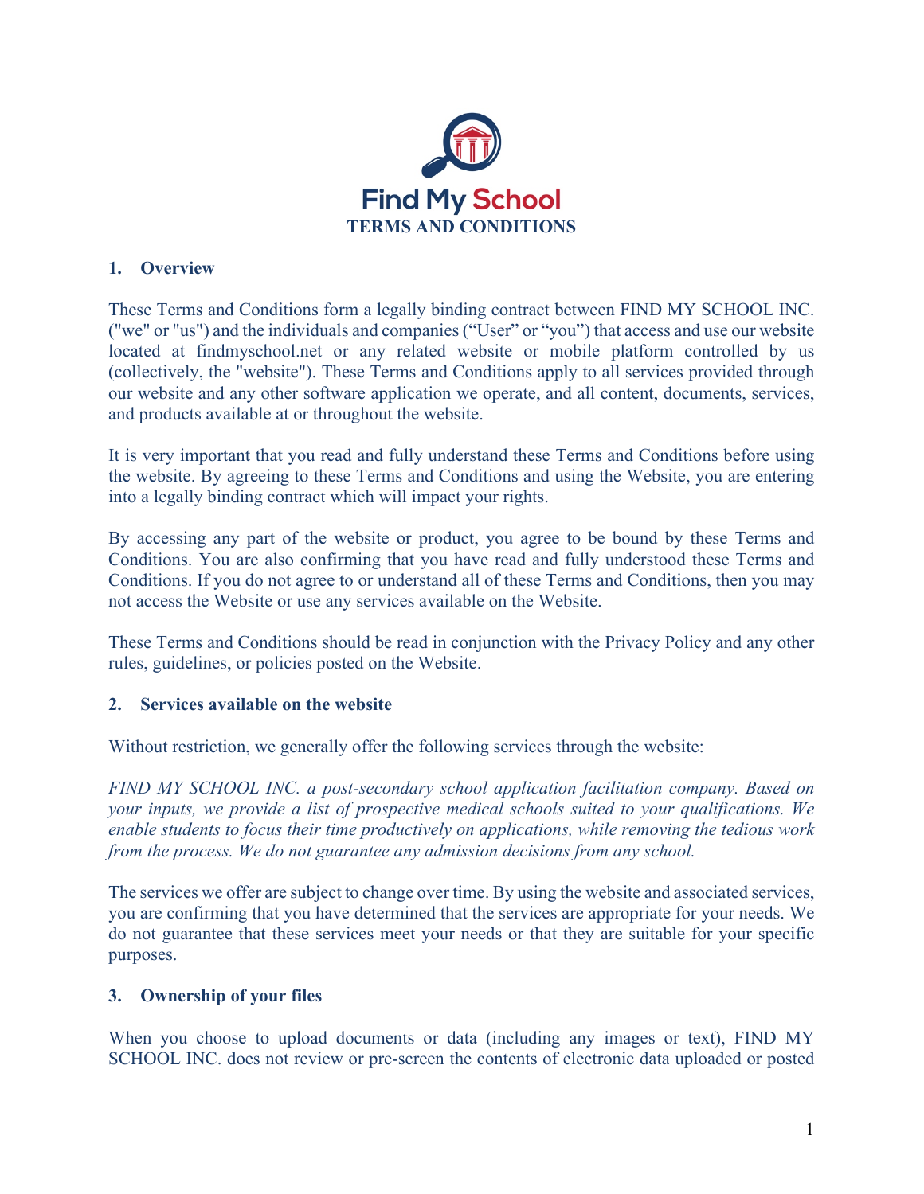Find My School

# TERMS AND CONDITIONS

## 1. Overview

These Terms and Conditions form a legally binding contract between FIND MY SCHOOL INC. ("we" or "us") and the individuals and companies ("User" or "you") that access and use our website located at findmyschool.net or any related website or mobile platform controlled by us (collectively, the "website"). These Terms and Conditions apply to all services provided through our website and any other software application we operate, and all content, documents, services, and products available at or throughout the website.

It is very important that you read and fully understand these Terms and Conditions before using the website. By agreeing to these Terms and Conditions and using the Website, you are entering into a legally binding contract which will impact your rights.

By accessing any part of the website or product, you agree to be bound by these Terms and Conditions. You are also confirming that you have read and fully understood these Terms and Conditions. If you do not agree to or understand all of these Terms and Conditions, then you may not access the Website or use any services available on the Website.

These Terms and Conditions should be read in conjunction with the Privacy Policy and any other rules, guidelines, or policies posted on the Website.

## 2. Services available on the website

Without restriction, we generally offer the following services through the website:

*FIND MY SCHOOL INC. a post-secondary school application facilitation company. Based on your inputs, we provide a list of prospective medical schools suited to your qualifications. We enable students to focus their time productively on applications, while removing the tedious work from the process. We do not guarantee any admission decisions from any school.*

The services we offer are subject to change over time. By using the website and associated services, you are confirming that you have determined that the services are appropriate for your needs. We do not guarantee that these services meet your needs or that they are suitable for your specific purposes.

## 3. Ownership of your files

When you choose to upload documents or data (including any images or text), FIND MY SCHOOL INC. does not review or pre-screen the contents of electronic data uploaded or posted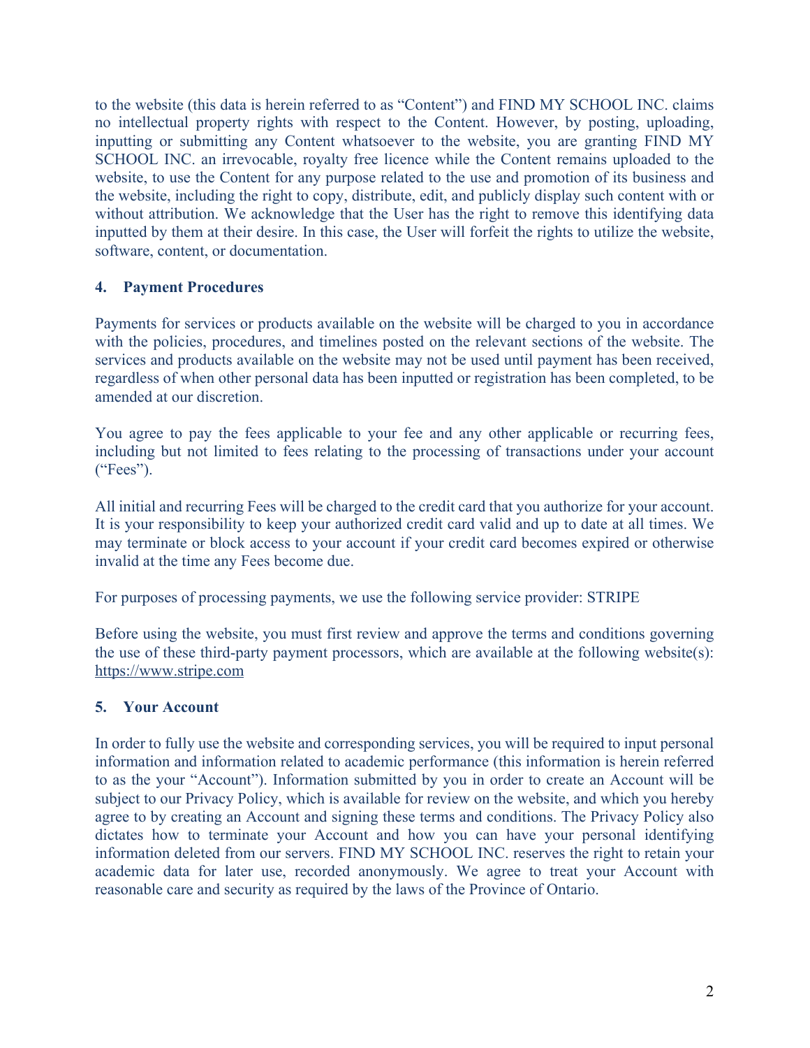to the website (this data is herein referred to as "Content") and FIND MY SCHOOL INC. claims no intellectual property rights with respect to the Content. However, by posting, uploading, inputting or submitting any Content whatsoever to the website, you are granting FIND MY SCHOOL INC. an irrevocable, royalty free licence while the Content remains uploaded to the website, to use the Content for any purpose related to the use and promotion of its business and the website, including the right to copy, distribute, edit, and publicly display such content with or without attribution. We acknowledge that the User has the right to remove this identifying data inputted by them at their desire. In this case, the User will forfeit the rights to utilize the website, software, content, or documentation.

## 4. Payment Procedures

Payments for services or products available on the website will be charged to you in accordance with the policies, procedures, and timelines posted on the relevant sections of the website. The services and products available on the website may not be used until payment has been received, regardless of when other personal data has been inputted or registration has been completed, to be amended at our discretion.

You agree to pay the fees applicable to your fee and any other applicable or recurring fees, including but not limited to fees relating to the processing of transactions under your account ("Fees").

All initial and recurring Fees will be charged to the credit card that you authorize for your account. It is your responsibility to keep your authorized credit card valid and up to date at all times. We may terminate or block access to your account if your credit card becomes expired or otherwise invalid at the time any Fees become due.

For purposes of processing payments, we use the following service provider: STRIPE

Before using the website, you must first review and approve the terms and conditions governing the use of these third-party payment processors, which are available at the following website(s): https://www.stripe.com

## 5. Your Account

In order to fully use the website and corresponding services, you will be required to input personal information and information related to academic performance (this information is herein referred to as the your "Account"). Information submitted by you in order to create an Account will be subject to our Privacy Policy, which is available for review on the website, and which you hereby agree to by creating an Account and signing these terms and conditions. The Privacy Policy also dictates how to terminate your Account and how you can have your personal identifying information deleted from our servers. FIND MY SCHOOL INC. reserves the right to retain your academic data for later use, recorded anonymously. We agree to treat your Account with reasonable care and security as required by the laws of the Province of Ontario.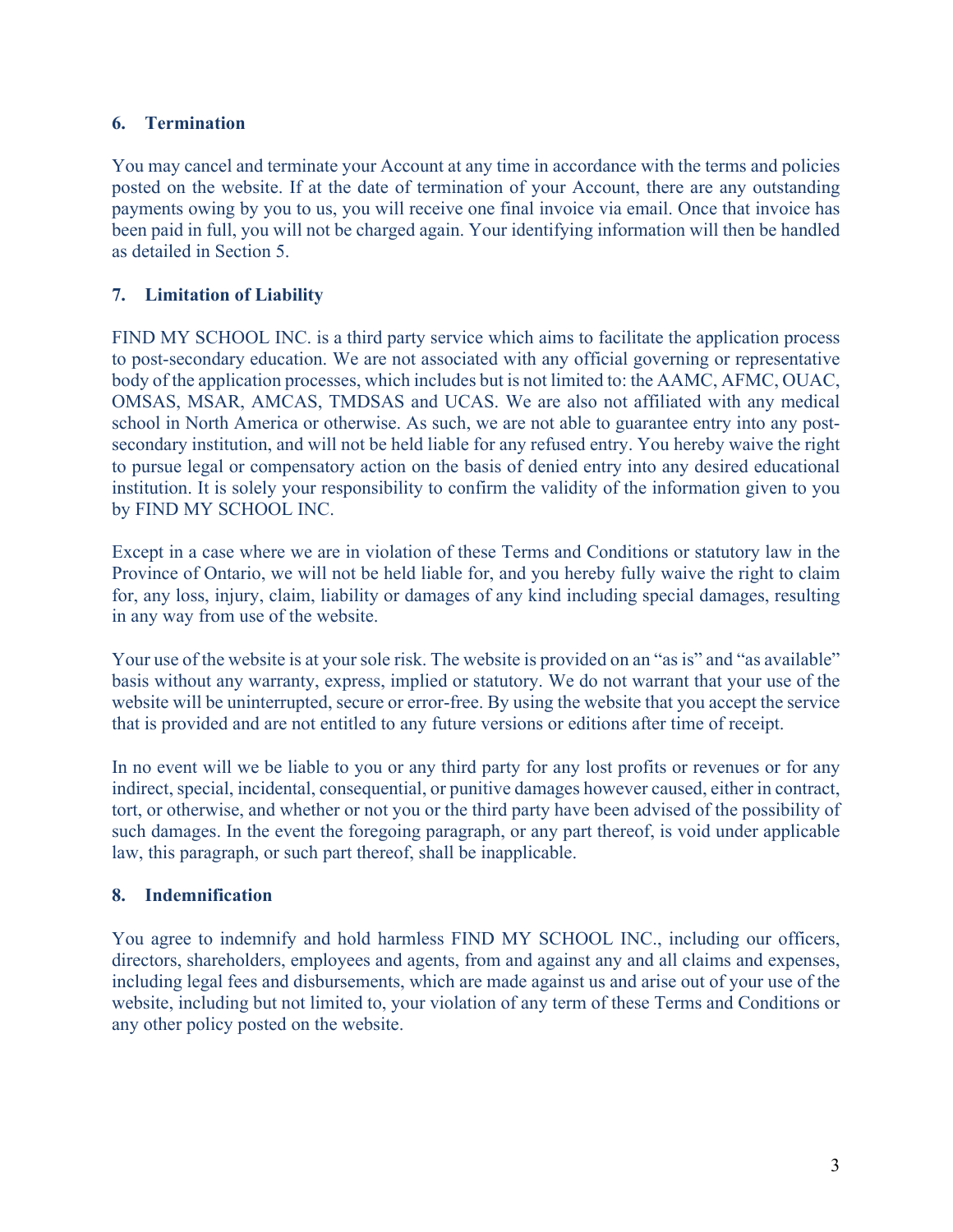## 6. Termination

You may cancel and terminate your Account at any time in accordance with the terms and policies posted on the website. If at the date of termination of your Account, there are any outstanding payments owing by you to us, you will receive one final invoice via email. Once that invoice has been paid in full, you will not be charged again. Your identifying information will then be handled as detailed in Section 5.

## 7. Limitation of Liability

FIND MY SCHOOL INC. is a third party service which aims to facilitate the application process to post-secondary education. We are not associated with any official governing or representative body of the application processes, which includes but is not limited to: the AAMC, AFMC, OUAC, OMSAS, MSAR, AMCAS, TMDSAS and UCAS. We are also not affiliated with any medical school in North America or otherwise. As such, we are not able to guarantee entry into any post-secondary institution, and will not be held liable for any refused entry. You hereby waive the right to pursue legal or compensatory action on the basis of denied entry into any desired educational institution. It is solely your responsibility to confirm the validity of the information given to you by FIND MY SCHOOL INC.

Except in a case where we are in violation of these Terms and Conditions or statutory law in the Province of Ontario, we will not be held liable for, and you hereby fully waive the right to claim for, any loss, injury, claim, liability or damages of any kind including special damages, resulting in any way from use of the website.

Your use of the website is at your sole risk. The website is provided on an "as is" and "as available" basis without any warranty, express, implied or statutory. We do not warrant that your use of the website will be uninterrupted, secure or error-free. By using the website that you accept the service that is provided and are not entitled to any future versions or editions after time of receipt.

In no event will we be liable to you or any third party for any lost profits or revenues or for any indirect, special, incidental, consequential, or punitive damages however caused, either in contract, tort, or otherwise, and whether or not you or the third party have been advised of the possibility of such damages. In the event the foregoing paragraph, or any part thereof, is void under applicable law, this paragraph, or such part thereof, shall be inapplicable.

## 8. Indemnification

You agree to indemnify and hold harmless FIND MY SCHOOL INC., including our officers, directors, shareholders, employees and agents, from and against any and all claims and expenses, including legal fees and disbursements, which are made against us and arise out of your use of the website, including but not limited to, your violation of any term of these Terms and Conditions or any other policy posted on the website.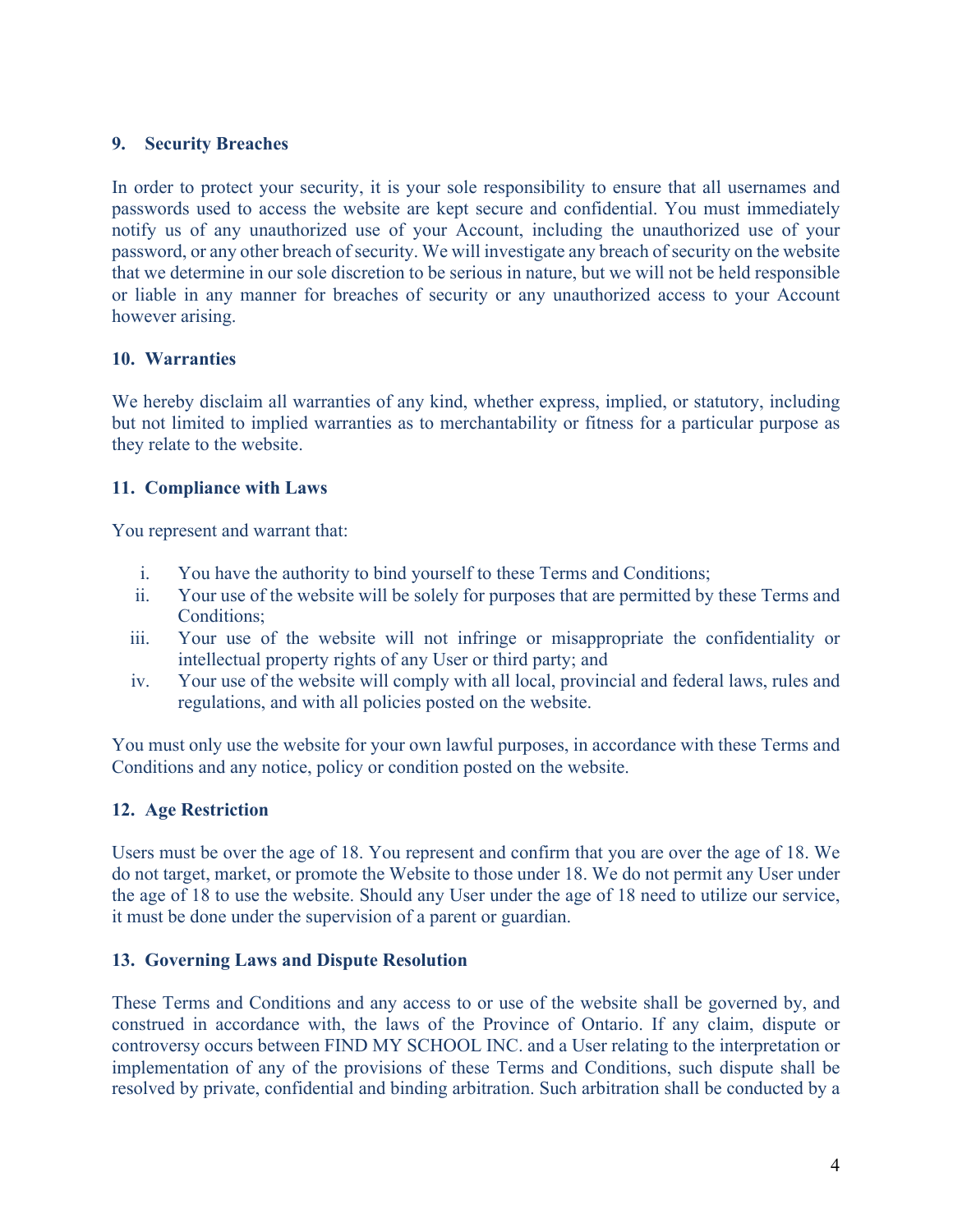### 9. Security Breaches

In order to protect your security, it is your sole responsibility to ensure that all usernames and passwords used to access the website are kept secure and confidential. You must immediately notify us of any unauthorized use of your Account, including the unauthorized use of your password, or any other breach of security. We will investigate any breach of security on the website that we determine in our sole discretion to be serious in nature, but we will not be held responsible or liable in any manner for breaches of security or any unauthorized access to your Account however arising.

### 10. Warranties

We hereby disclaim all warranties of any kind, whether express, implied, or statutory, including but not limited to implied warranties as to merchantability or fitness for a particular purpose as they relate to the website.

### 11. Compliance with Laws

You represent and warrant that:

i. You have the authority to bind yourself to these Terms and Conditions;
ii. Your use of the website will be solely for purposes that are permitted by these Terms and Conditions;
iii. Your use of the website will not infringe or misappropriate the confidentiality or intellectual property rights of any User or third party; and
iv. Your use of the website will comply with all local, provincial and federal laws, rules and regulations, and with all policies posted on the website.

You must only use the website for your own lawful purposes, in accordance with these Terms and Conditions and any notice, policy or condition posted on the website.

### 12. Age Restriction

Users must be over the age of 18. You represent and confirm that you are over the age of 18. We do not target, market, or promote the Website to those under 18. We do not permit any User under the age of 18 to use the website. Should any User under the age of 18 need to utilize our service, it must be done under the supervision of a parent or guardian.

### 13. Governing Laws and Dispute Resolution

These Terms and Conditions and any access to or use of the website shall be governed by, and construed in accordance with, the laws of the Province of Ontario. If any claim, dispute or controversy occurs between FIND MY SCHOOL INC. and a User relating to the interpretation or implementation of any of the provisions of these Terms and Conditions, such dispute shall be resolved by private, confidential and binding arbitration. Such arbitration shall be conducted by a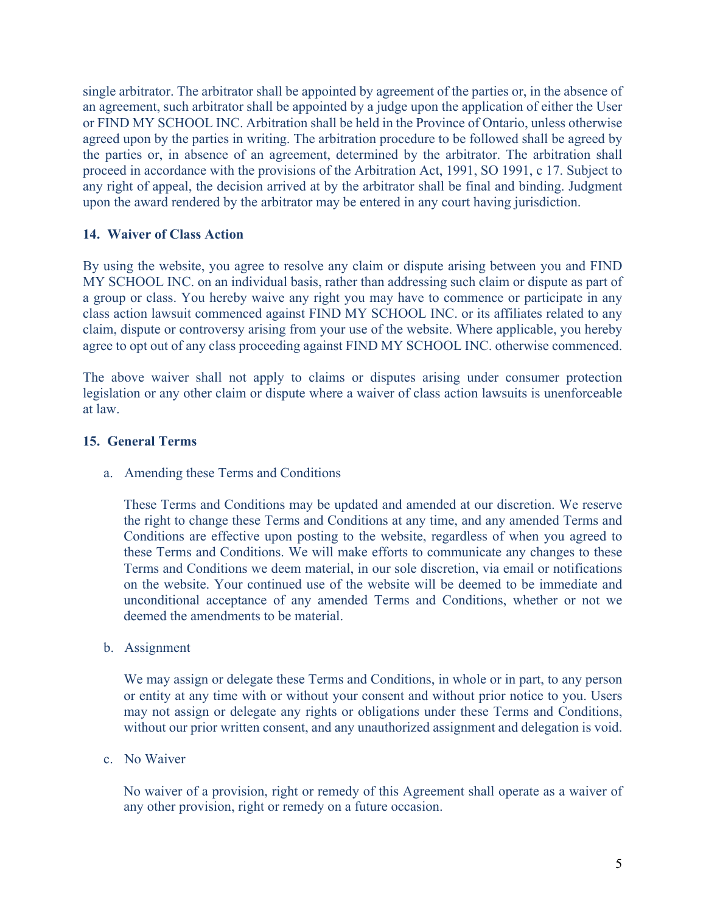single arbitrator. The arbitrator shall be appointed by agreement of the parties or, in the absence of an agreement, such arbitrator shall be appointed by a judge upon the application of either the User or FIND MY SCHOOL INC. Arbitration shall be held in the Province of Ontario, unless otherwise agreed upon by the parties in writing. The arbitration procedure to be followed shall be agreed by the parties or, in absence of an agreement, determined by the arbitrator. The arbitration shall proceed in accordance with the provisions of the Arbitration Act, 1991, SO 1991, c 17. Subject to any right of appeal, the decision arrived at by the arbitrator shall be final and binding. Judgment upon the award rendered by the arbitrator may be entered in any court having jurisdiction.

## 14. Waiver of Class Action

By using the website, you agree to resolve any claim or dispute arising between you and FIND MY SCHOOL INC. on an individual basis, rather than addressing such claim or dispute as part of a group or class. You hereby waive any right you may have to commence or participate in any class action lawsuit commenced against FIND MY SCHOOL INC. or its affiliates related to any claim, dispute or controversy arising from your use of the website. Where applicable, you hereby agree to opt out of any class proceeding against FIND MY SCHOOL INC. otherwise commenced.

The above waiver shall not apply to claims or disputes arising under consumer protection legislation or any other claim or dispute where a waiver of class action lawsuits is unenforceable at law.

## 15. General Terms

a. Amending these Terms and Conditions

These Terms and Conditions may be updated and amended at our discretion. We reserve the right to change these Terms and Conditions at any time, and any amended Terms and Conditions are effective upon posting to the website, regardless of when you agreed to these Terms and Conditions. We will make efforts to communicate any changes to these Terms and Conditions we deem material, in our sole discretion, via email or notifications on the website. Your continued use of the website will be deemed to be immediate and unconditional acceptance of any amended Terms and Conditions, whether or not we deemed the amendments to be material.

b. Assignment

We may assign or delegate these Terms and Conditions, in whole or in part, to any person or entity at any time with or without your consent and without prior notice to you. Users may not assign or delegate any rights or obligations under these Terms and Conditions, without our prior written consent, and any unauthorized assignment and delegation is void.

c. No Waiver

No waiver of a provision, right or remedy of this Agreement shall operate as a waiver of any other provision, right or remedy on a future occasion.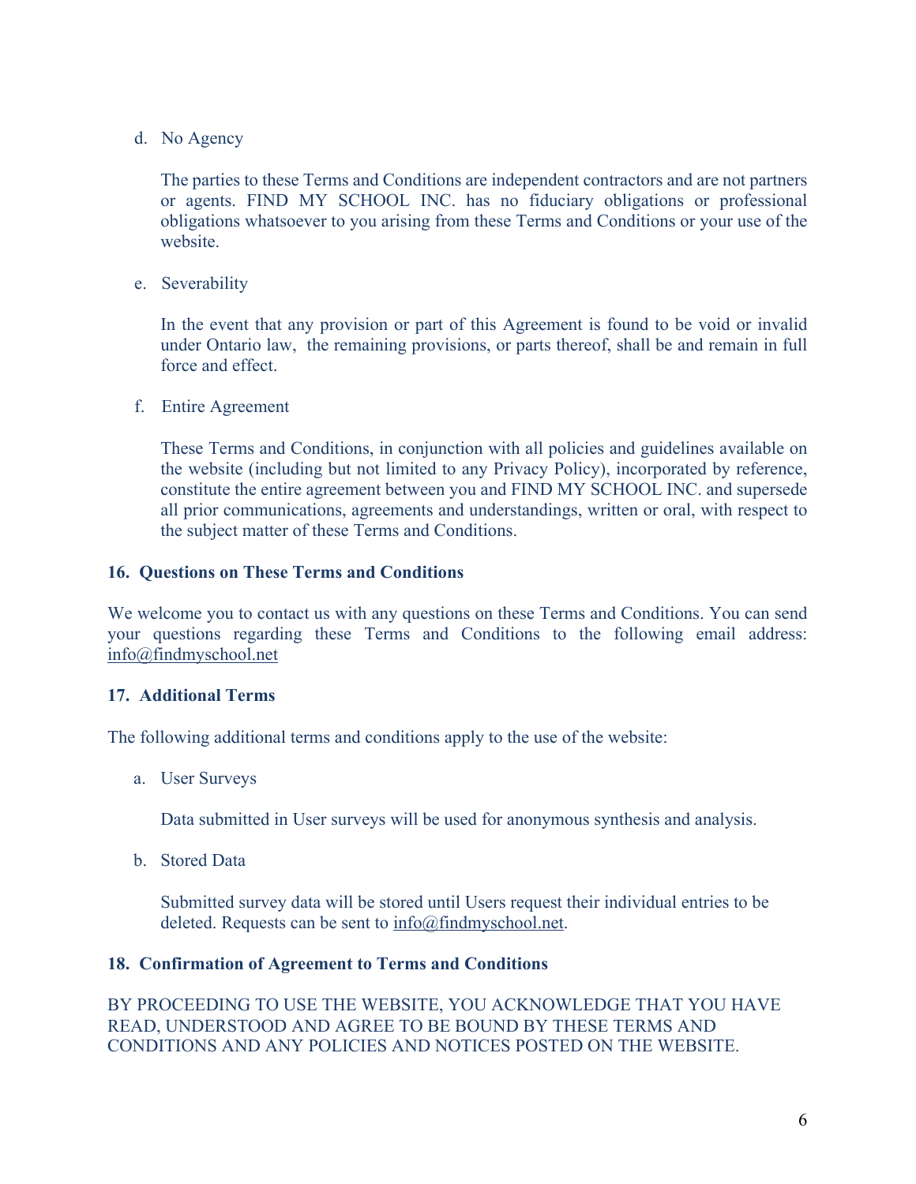d. No Agency

   The parties to these Terms and Conditions are independent contractors and are not partners or agents. FIND MY SCHOOL INC. has no fiduciary obligations or professional obligations whatsoever to you arising from these Terms and Conditions or your use of the website.

e. Severability

   In the event that any provision or part of this Agreement is found to be void or invalid under Ontario law, the remaining provisions, or parts thereof, shall be and remain in full force and effect.

f. Entire Agreement

   These Terms and Conditions, in conjunction with all policies and guidelines available on the website (including but not limited to any Privacy Policy), incorporated by reference, constitute the entire agreement between you and FIND MY SCHOOL INC. and supersede all prior communications, agreements and understandings, written or oral, with respect to the subject matter of these Terms and Conditions.

## 16. Questions on These Terms and Conditions

We welcome you to contact us with any questions on these Terms and Conditions. You can send your questions regarding these Terms and Conditions to the following email address: info@findmyschool.net

## 17. Additional Terms

The following additional terms and conditions apply to the use of the website:

a. User Surveys

   Data submitted in User surveys will be used for anonymous synthesis and analysis.

b. Stored Data

   Submitted survey data will be stored until Users request their individual entries to be deleted. Requests can be sent to info@findmyschool.net.

## 18. Confirmation of Agreement to Terms and Conditions

BY PROCEEDING TO USE THE WEBSITE, YOU ACKNOWLEDGE THAT YOU HAVE READ, UNDERSTOOD AND AGREE TO BE BOUND BY THESE TERMS AND CONDITIONS AND ANY POLICIES AND NOTICES POSTED ON THE WEBSITE.